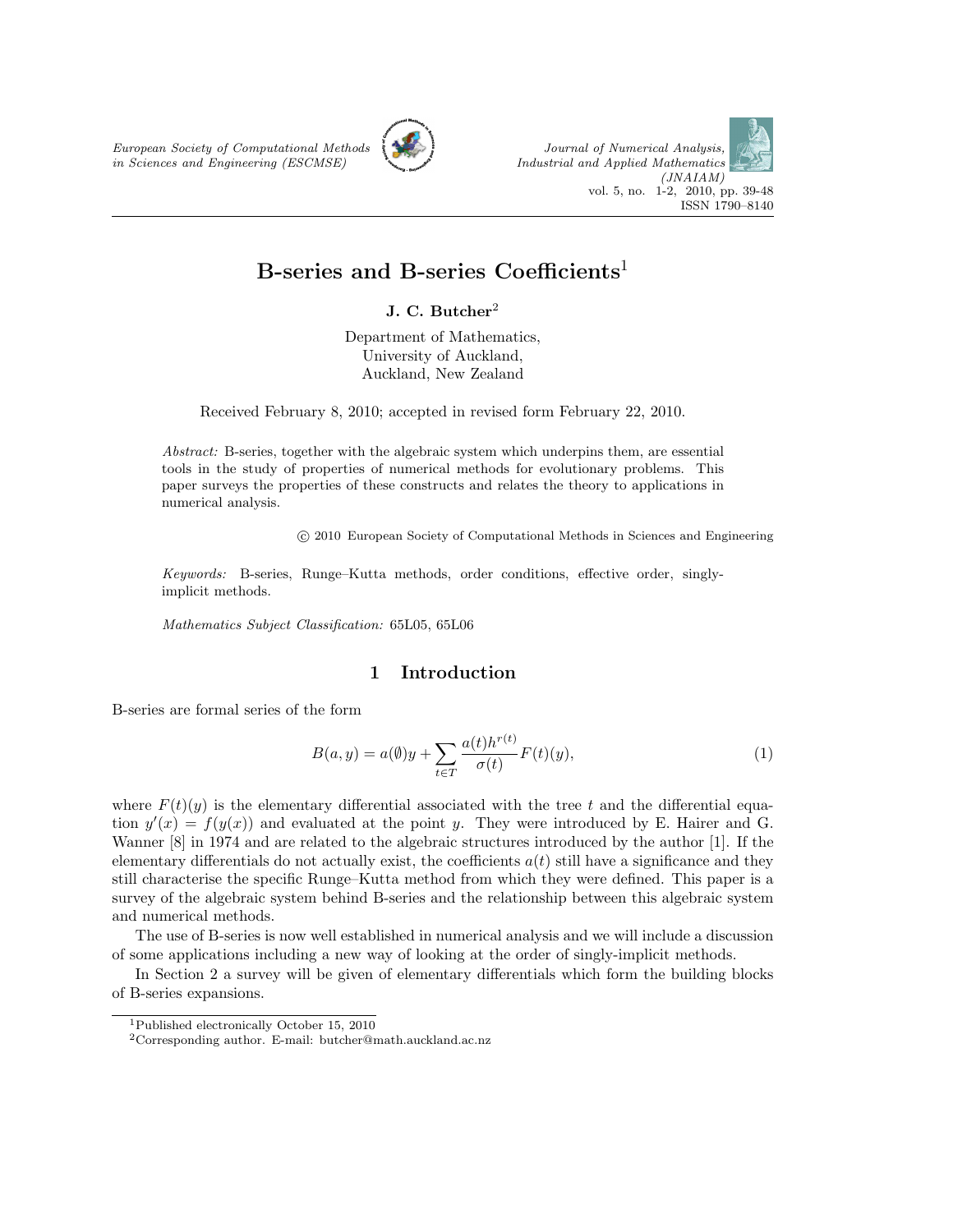# B-series and B-series Coefficients[1]

**J. C. Butcher**[2]

Department of Mathematics,
University of Auckland,
Auckland, New Zealand

Received February 8, 2010; accepted in revised form February 22, 2010.

*Abstract:* B-series, together with the algebraic system which underpins them, are essential tools in the study of properties of numerical methods for evolutionary problems. This paper surveys the properties of these constructs and relates the theory to applications in numerical analysis.

© 2010 European Society of Computational Methods in Sciences and Engineering

*Keywords:* B-series, Runge–Kutta methods, order conditions, effective order, singly-implicit methods.

*Mathematics Subject Classification:* 65L05, 65L06

## 1 Introduction

B-series are formal series of the form

$$B(a, y) = a(\emptyset)y + \sum_{t \in T} \frac{a(t)h^{r(t)}}{\sigma(t)} F(t)(y), \tag{1}$$

where $F(t)(y)$ is the elementary differential associated with the tree $t$ and the differential equation $y'(x) = f(y(x))$ and evaluated at the point $y$. They were introduced by E. Hairer and G. Wanner [8] in 1974 and are related to the algebraic structures introduced by the author [1]. If the elementary differentials do not actually exist, the coefficients $a(t)$ still have a significance and they still characterise the specific Runge–Kutta method from which they were defined. This paper is a survey of the algebraic system behind B-series and the relationship between this algebraic system and numerical methods.

The use of B-series is now well established in numerical analysis and we will include a discussion of some applications including a new way of looking at the order of singly-implicit methods.

In Section 2 a survey will be given of elementary differentials which form the building blocks of B-series expansions.

[1] Published electronically October 15, 2010

[2] Corresponding author. E-mail: butcher@math.auckland.ac.nz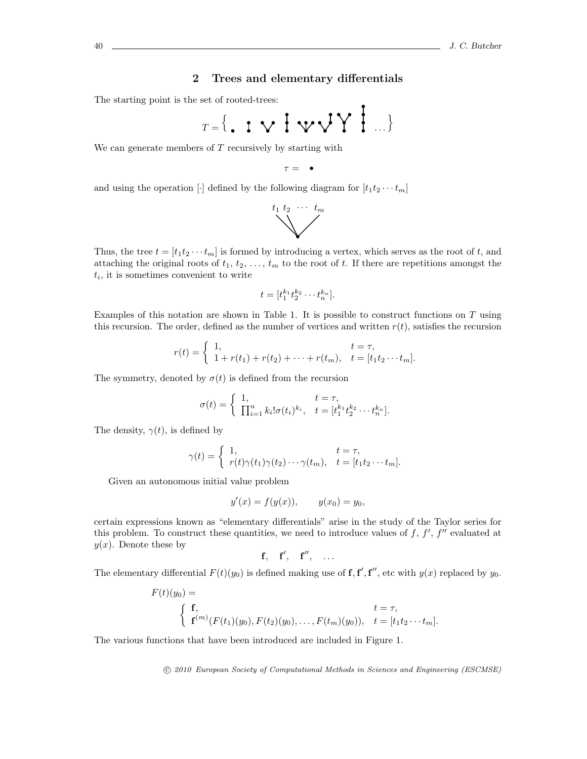## 2 Trees and elementary differentials

The starting point is the set of rooted-trees:

$$T = \{ \bullet \quad \ldots \}$$

We can generate members of $T$ recursively by starting with

$$\tau = \bullet$$

and using the operation $[\cdot]$ defined by the following diagram for $[t_1 t_2 \cdots t_m]$

Thus, the tree $t = [t_1 t_2 \cdots t_m]$ is formed by introducing a vertex, which serves as the root of $t$, and attaching the original roots of $t_1$, $t_2$, ..., $t_m$ to the root of $t$. If there are repetitions amongst the $t_i$, it is sometimes convenient to write

$$t = [t_1^{k_1} t_2^{k_2} \cdots t_n^{k_n}].$$

Examples of this notation are shown in Table 1. It is possible to construct functions on $T$ using this recursion. The order, defined as the number of vertices and written $r(t)$, satisfies the recursion

$$r(t) = \begin{cases} 1, & t = \tau, \\ 1 + r(t_1) + r(t_2) + \cdots + r(t_m), & t = [t_1 t_2 \cdots t_m]. \end{cases}$$

The symmetry, denoted by $\sigma(t)$ is defined from the recursion

$$\sigma(t) = \begin{cases} 1, & t = \tau, \\ \prod_{i=1}^{n} k_i! \sigma(t_i)^{k_i}, & t = [t_1^{k_1} t_2^{k_2} \cdots t_n^{k_n}]. \end{cases}$$

The density, $\gamma(t)$, is defined by

$$\gamma(t) = \begin{cases} 1, & t = \tau, \\ r(t)\gamma(t_1)\gamma(t_2)\cdots\gamma(t_m), & t = [t_1 t_2 \cdots t_m]. \end{cases}$$

Given an autonomous initial value problem

$$y'(x) = f(y(x)), \qquad y(x_0) = y_0,$$

certain expressions known as "elementary differentials" arise in the study of the Taylor series for this problem. To construct these quantities, we need to introduce values of $f$, $f'$, $f''$ evaluated at $y(x)$. Denote these by

$$\mathbf{f}, \quad \mathbf{f}', \quad \mathbf{f}'', \quad \ldots$$

The elementary differential $F(t)(y_0)$ is defined making use of $\mathbf{f}, \mathbf{f}', \mathbf{f}''$, etc with $y(x)$ replaced by $y_0$.

$$F(t)(y_0) = \begin{cases} \mathbf{f}, & t = \tau, \\ \mathbf{f}^{(m)}(F(t_1)(y_0), F(t_2)(y_0), \ldots, F(t_m)(y_0)), & t = [t_1 t_2 \cdots t_m]. \end{cases}$$

The various functions that have been introduced are included in Figure 1.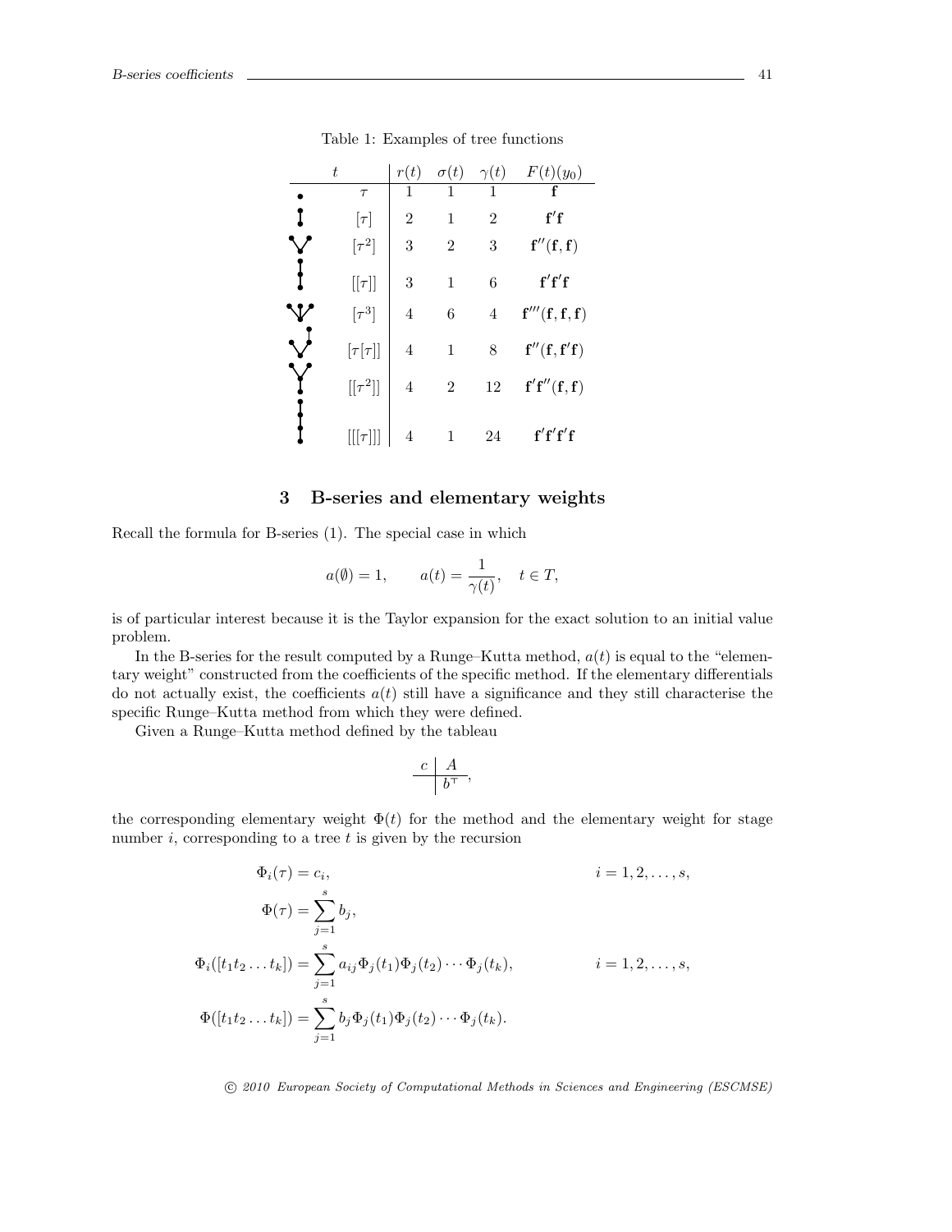Table 1: Examples of tree functions

| $t$ | $r(t)$ | $\sigma(t)$ | $\gamma(t)$ | $F(t)(y_0)$ |
|---|---|---|---|---|
| $\tau$ | 1 | 1 | 1 | $\mathbf{f}$ |
| $[\tau]$ | 2 | 1 | 2 | $\mathbf{f}'\mathbf{f}$ |
| $[\tau^2]$ | 3 | 2 | 3 | $\mathbf{f}''(\mathbf{f},\mathbf{f})$ |
| $[[\tau]]$ | 3 | 1 | 6 | $\mathbf{f}'\mathbf{f}'\mathbf{f}$ |
| $[\tau^3]$ | 4 | 6 | 4 | $\mathbf{f}'''(\mathbf{f},\mathbf{f},\mathbf{f})$ |
| $[\tau[\tau]]$ | 4 | 1 | 8 | $\mathbf{f}''(\mathbf{f},\mathbf{f}'\mathbf{f})$ |
| $[[\tau^2]]$ | 4 | 2 | 12 | $\mathbf{f}'\mathbf{f}''(\mathbf{f},\mathbf{f})$ |
| $[[[\tau]]]$ | 4 | 1 | 24 | $\mathbf{f}'\mathbf{f}'\mathbf{f}'\mathbf{f}$ |

## 3 B-series and elementary weights

Recall the formula for B-series (1). The special case in which

$$a(\emptyset) = 1, \qquad a(t) = \frac{1}{\gamma(t)}, \quad t \in T,$$

is of particular interest because it is the Taylor expansion for the exact solution to an initial value problem.

In the B-series for the result computed by a Runge–Kutta method, $a(t)$ is equal to the "elementary weight" constructed from the coefficients of the specific method. If the elementary differentials do not actually exist, the coefficients $a(t)$ still have a significance and they still characterise the specific Runge–Kutta method from which they were defined.

Given a Runge–Kutta method defined by the tableau

$$\begin{array}{c|c} c & A \\ \hline & b^\top \end{array},$$

the corresponding elementary weight $\Phi(t)$ for the method and the elementary weight for stage number $i$, corresponding to a tree $t$ is given by the recursion

$$\Phi_i(\tau) = c_i, \qquad i = 1, 2, \ldots, s,$$

$$\Phi(\tau) = \sum_{j=1}^{s} b_j,$$

$$\Phi_i([t_1 t_2 \ldots t_k]) = \sum_{j=1}^{s} a_{ij} \Phi_j(t_1) \Phi_j(t_2) \cdots \Phi_j(t_k), \qquad i = 1, 2, \ldots, s,$$

$$\Phi([t_1 t_2 \ldots t_k]) = \sum_{j=1}^{s} b_j \Phi_j(t_1) \Phi_j(t_2) \cdots \Phi_j(t_k).$$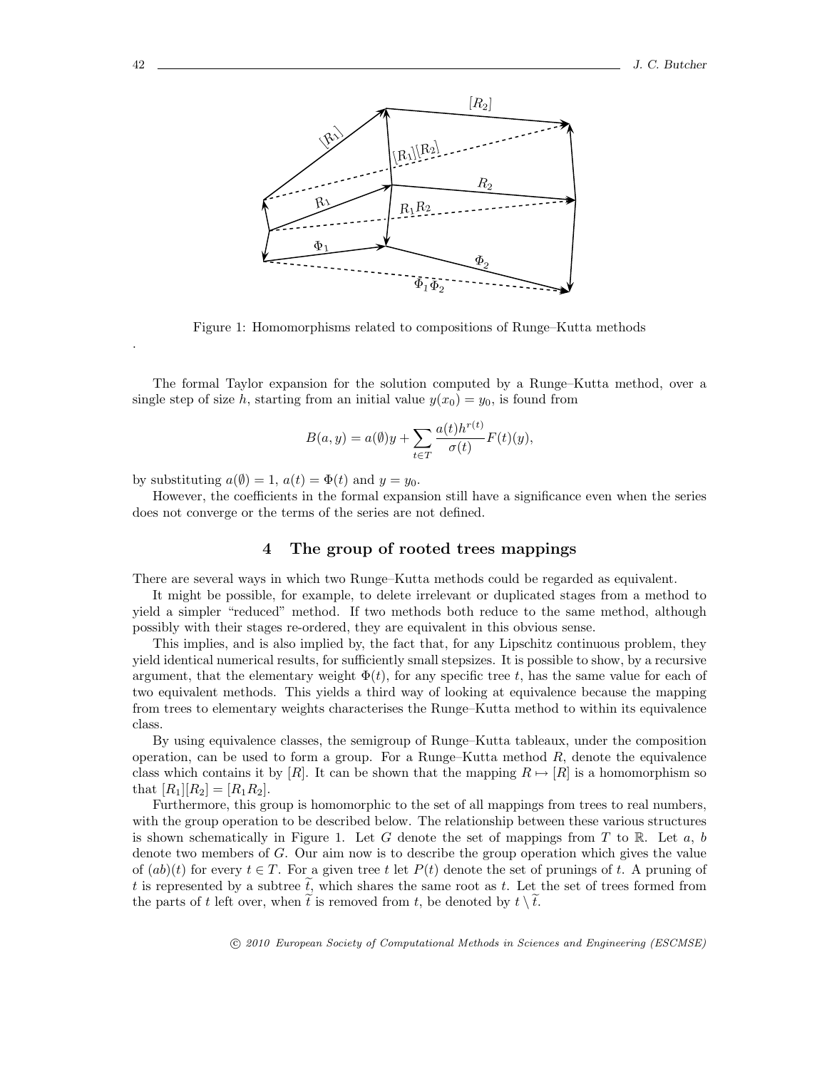Figure 1: Homomorphisms related to compositions of Runge–Kutta methods

The formal Taylor expansion for the solution computed by a Runge–Kutta method, over a single step of size $h$, starting from an initial value $y(x_0) = y_0$, is found from

$$B(a, y) = a(\emptyset)y + \sum_{t \in T} \frac{a(t)h^{r(t)}}{\sigma(t)} F(t)(y),$$

by substituting $a(\emptyset) = 1$, $a(t) = \Phi(t)$ and $y = y_0$.

However, the coefficients in the formal expansion still have a significance even when the series does not converge or the terms of the series are not defined.

## 4 The group of rooted trees mappings

There are several ways in which two Runge–Kutta methods could be regarded as equivalent.

It might be possible, for example, to delete irrelevant or duplicated stages from a method to yield a simpler "reduced" method. If two methods both reduce to the same method, although possibly with their stages re-ordered, they are equivalent in this obvious sense.

This implies, and is also implied by, the fact that, for any Lipschitz continuous problem, they yield identical numerical results, for sufficiently small stepsizes. It is possible to show, by a recursive argument, that the elementary weight $\Phi(t)$, for any specific tree $t$, has the same value for each of two equivalent methods. This yields a third way of looking at equivalence because the mapping from trees to elementary weights characterises the Runge–Kutta method to within its equivalence class.

By using equivalence classes, the semigroup of Runge–Kutta tableaux, under the composition operation, can be used to form a group. For a Runge–Kutta method $R$, denote the equivalence class which contains it by $[R]$. It can be shown that the mapping $R \mapsto [R]$ is a homomorphism so that $[R_1][R_2] = [R_1 R_2]$.

Furthermore, this group is homomorphic to the set of all mappings from trees to real numbers, with the group operation to be described below. The relationship between these various structures is shown schematically in Figure 1. Let $G$ denote the set of mappings from $T$ to $\mathbb{R}$. Let $a$, $b$ denote two members of $G$. Our aim now is to describe the group operation which gives the value of $(ab)(t)$ for every $t \in T$. For a given tree $t$ let $P(t)$ denote the set of prunings of $t$. A pruning of $t$ is represented by a subtree $\widetilde{t}$, which shares the same root as $t$. Let the set of trees formed from the parts of $t$ left over, when $\widetilde{t}$ is removed from $t$, be denoted by $t \setminus \widetilde{t}$.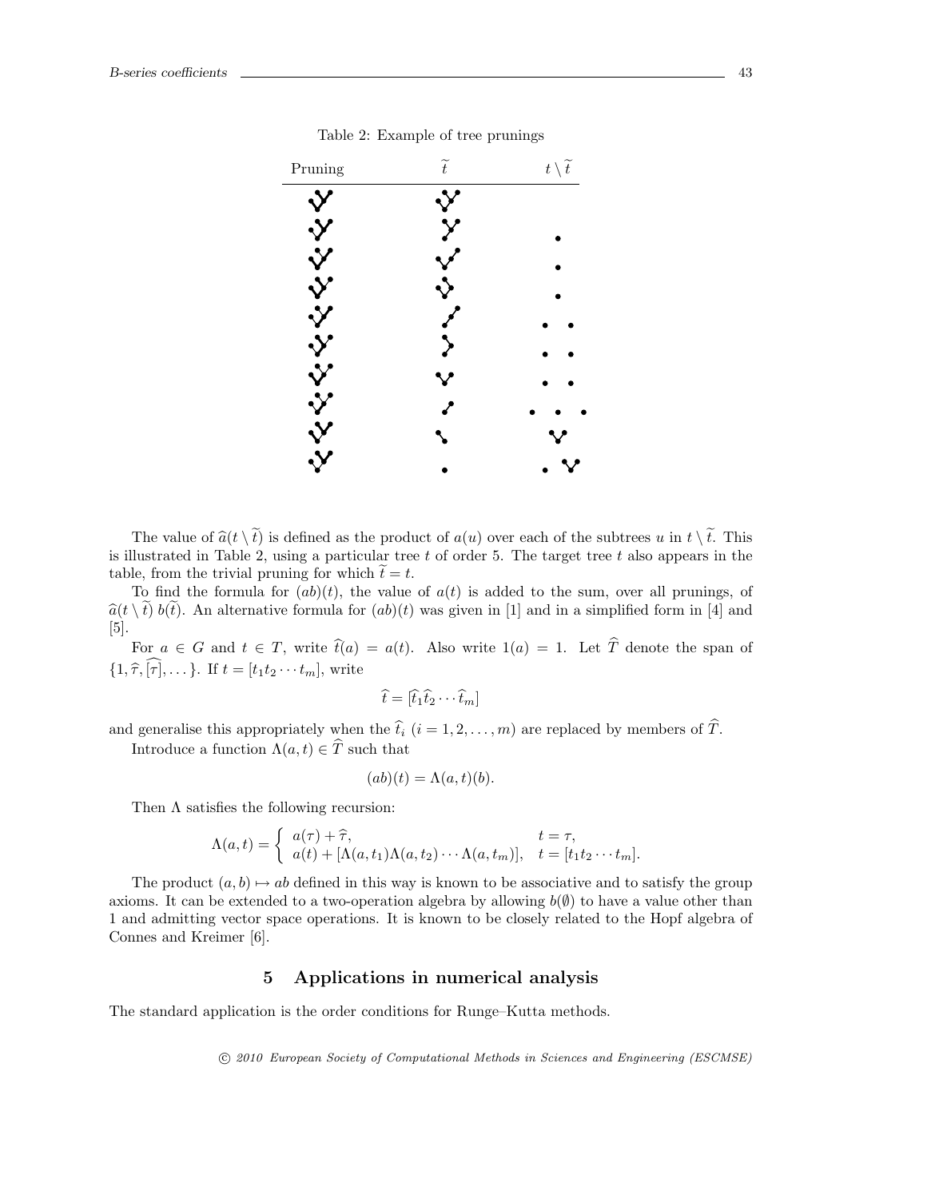Table 2: Example of tree prunings

| Pruning | $\widetilde{t}$ | $t \setminus \widetilde{t}$ |
|---|---|---|
| | | |
| | | • |
| | | • |
| | | • |
| | | • • |
| | | • • |
| | | • • |
| | | • • • |
| | | |
| | • | • |

The value of $\widehat{a}(t \setminus \widetilde{t})$ is defined as the product of $a(u)$ over each of the subtrees $u$ in $t \setminus \widetilde{t}$. This is illustrated in Table 2, using a particular tree $t$ of order 5. The target tree $t$ also appears in the table, from the trivial pruning for which $\widetilde{t} = t$.

To find the formula for $(ab)(t)$, the value of $a(t)$ is added to the sum, over all prunings, of $\widehat{a}(t \setminus \widetilde{t})\, b(\widetilde{t})$. An alternative formula for $(ab)(t)$ was given in [1] and in a simplified form in [4] and [5].

For $a \in G$ and $t \in T$, write $\widehat{t}(a) = a(t)$. Also write $1(a) = 1$. Let $\widehat{T}$ denote the span of $\{1, \widehat{\tau}, \widehat{[\tau]}, \dots\}$. If $t = [t_1 t_2 \cdots t_m]$, write

$$\widehat{t} = [\widehat{t}_1 \widehat{t}_2 \cdots \widehat{t}_m]$$

and generalise this appropriately when the $\widehat{t}_i$ $(i = 1, 2, \dots, m)$ are replaced by members of $\widehat{T}$.

Introduce a function $\Lambda(a, t) \in \widehat{T}$ such that

$$(ab)(t) = \Lambda(a, t)(b).$$

Then $\Lambda$ satisfies the following recursion:

$$\Lambda(a, t) = \begin{cases} a(\tau) + \widehat{\tau}, & t = \tau, \\ a(t) + [\Lambda(a, t_1)\Lambda(a, t_2) \cdots \Lambda(a, t_m)], & t = [t_1 t_2 \cdots t_m]. \end{cases}$$

The product $(a, b) \mapsto ab$ defined in this way is known to be associative and to satisfy the group axioms. It can be extended to a two-operation algebra by allowing $b(\emptyset)$ to have a value other than 1 and admitting vector space operations. It is known to be closely related to the Hopf algebra of Connes and Kreimer [6].

## 5 Applications in numerical analysis

The standard application is the order conditions for Runge–Kutta methods.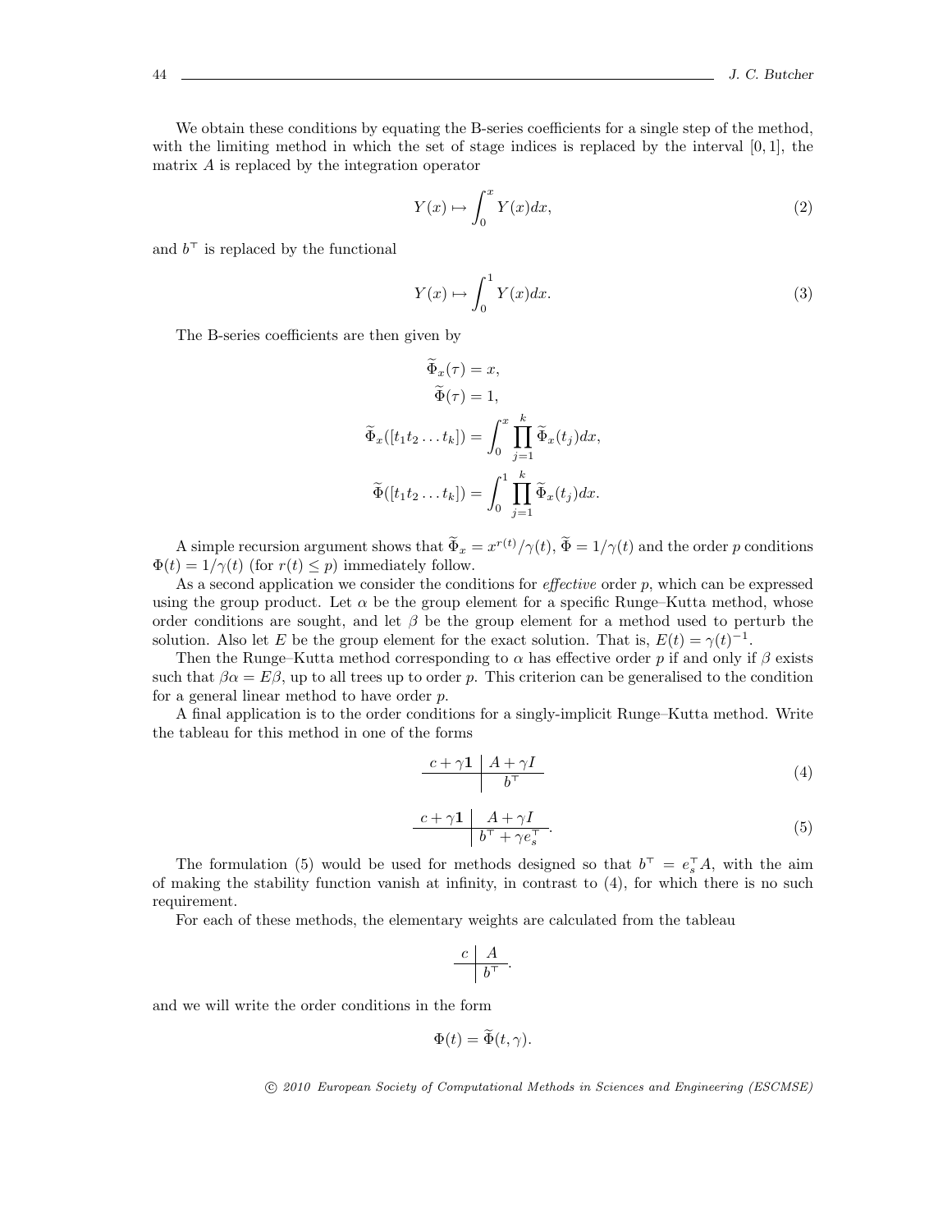We obtain these conditions by equating the B-series coefficients for a single step of the method, with the limiting method in which the set of stage indices is replaced by the interval $[0, 1]$, the matrix $A$ is replaced by the integration operator

$$Y(x) \mapsto \int_0^x Y(x)dx, \tag{2}$$

and $b^\top$ is replaced by the functional

$$Y(x) \mapsto \int_0^1 Y(x)dx. \tag{3}$$

The B-series coefficients are then given by

$$\begin{aligned}
\widetilde{\Phi}_x(\tau) &= x, \\
\widetilde{\Phi}(\tau) &= 1, \\
\widetilde{\Phi}_x([t_1 t_2 \dots t_k]) &= \int_0^x \prod_{j=1}^k \widetilde{\Phi}_x(t_j)dx, \\
\widetilde{\Phi}([t_1 t_2 \dots t_k]) &= \int_0^1 \prod_{j=1}^k \widetilde{\Phi}_x(t_j)dx.
\end{aligned}$$

A simple recursion argument shows that $\widetilde{\Phi}_x = x^{r(t)}/\gamma(t)$, $\widetilde{\Phi} = 1/\gamma(t)$ and the order $p$ conditions $\Phi(t) = 1/\gamma(t)$ (for $r(t) \leq p$) immediately follow.

As a second application we consider the conditions for *effective* order $p$, which can be expressed using the group product. Let $\alpha$ be the group element for a specific Runge–Kutta method, whose order conditions are sought, and let $\beta$ be the group element for a method used to perturb the solution. Also let $E$ be the group element for the exact solution. That is, $E(t) = \gamma(t)^{-1}$.

Then the Runge–Kutta method corresponding to $\alpha$ has effective order $p$ if and only if $\beta$ exists such that $\beta\alpha = E\beta$, up to all trees up to order $p$. This criterion can be generalised to the condition for a general linear method to have order $p$.

A final application is to the order conditions for a singly-implicit Runge–Kutta method. Write the tableau for this method in one of the forms

$$\begin{array}{c|c} c + \gamma\mathbf{1} & A + \gamma I \\ \hline & b^\top \end{array} \tag{4}$$

$$\begin{array}{c|c} c + \gamma\mathbf{1} & A + \gamma I \\ \hline & b^\top + \gamma e_s^\top \end{array}. \tag{5}$$

The formulation (5) would be used for methods designed so that $b^\top = e_s^\top A$, with the aim of making the stability function vanish at infinity, in contrast to (4), for which there is no such requirement.

For each of these methods, the elementary weights are calculated from the tableau

$$\begin{array}{c|c} c & A \\ \hline & b^\top \end{array}.$$

and we will write the order conditions in the form

$$\Phi(t) = \widetilde{\Phi}(t, \gamma).$$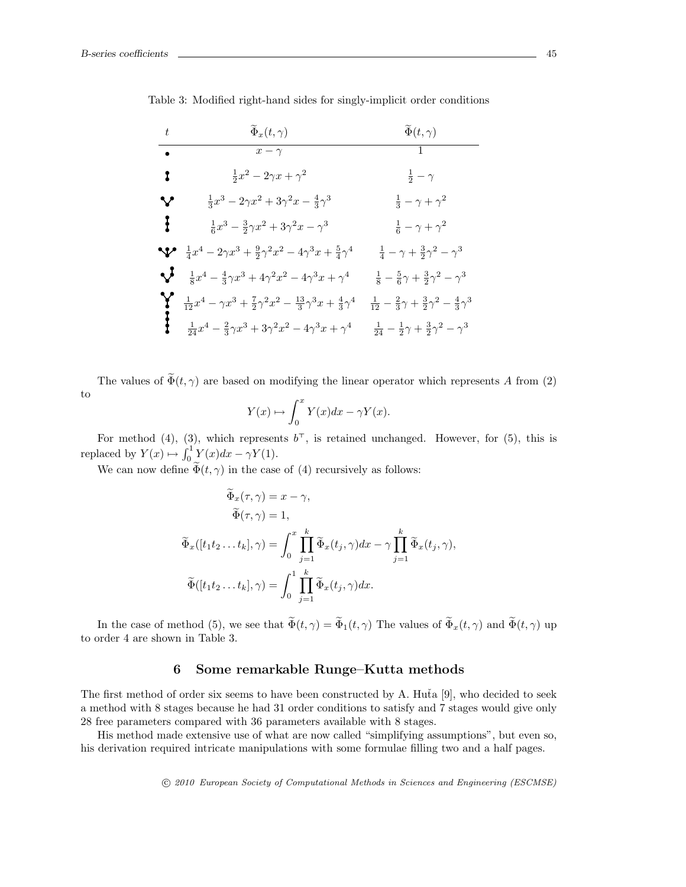Table 3: Modified right-hand sides for singly-implicit order conditions

| $t$ | $\widetilde{\Phi}_x(t,\gamma)$ | $\widetilde{\Phi}(t,\gamma)$ |
|---|---|---|
| $\tau$ | $x-\gamma$ | $1$ |
| $[\tau]$ | $\frac{1}{2}x^2-2\gamma x+\gamma^2$ | $\frac{1}{2}-\gamma$ |
| $[\tau^2]$ | $\frac{1}{3}x^3-2\gamma x^2+3\gamma^2 x-\frac{4}{3}\gamma^3$ | $\frac{1}{3}-\gamma+\gamma^2$ |
| $[[\tau]]$ | $\frac{1}{6}x^3-\frac{3}{2}\gamma x^2+3\gamma^2 x-\gamma^3$ | $\frac{1}{6}-\gamma+\gamma^2$ |
| $[\tau^3]$ | $\frac{1}{4}x^4-2\gamma x^3+\frac{9}{2}\gamma^2 x^2-4\gamma^3 x+\frac{5}{4}\gamma^4$ | $\frac{1}{4}-\gamma+\frac{3}{2}\gamma^2-\gamma^3$ |
| $[\tau[\tau]]$ | $\frac{1}{8}x^4-\frac{4}{3}\gamma x^3+4\gamma^2 x^2-4\gamma^3 x+\gamma^4$ | $\frac{1}{8}-\frac{5}{6}\gamma+\frac{3}{2}\gamma^2-\gamma^3$ |
| $[[\tau^2]]$ | $\frac{1}{12}x^4-\gamma x^3+\frac{7}{2}\gamma^2 x^2-\frac{13}{3}\gamma^3 x+\frac{4}{3}\gamma^4$ | $\frac{1}{12}-\frac{2}{3}\gamma+\frac{3}{2}\gamma^2-\frac{4}{3}\gamma^3$ |
| $[[[\tau]]]$ | $\frac{1}{24}x^4-\frac{2}{3}\gamma x^3+3\gamma^2 x^2-4\gamma^3 x+\gamma^4$ | $\frac{1}{24}-\frac{1}{2}\gamma+\frac{3}{2}\gamma^2-\gamma^3$ |

The values of $\widetilde{\Phi}(t,\gamma)$ are based on modifying the linear operator which represents $A$ from (2) to

$$Y(x) \mapsto \int_0^x Y(x)dx - \gamma Y(x).$$

For method (4), (3), which represents $b^\top$, is retained unchanged. However, for (5), this is replaced by $Y(x) \mapsto \int_0^1 Y(x)dx - \gamma Y(1)$.

We can now define $\widetilde{\Phi}(t,\gamma)$ in the case of (4) recursively as follows:

$$\begin{aligned}
\widetilde{\Phi}_x(\tau,\gamma) &= x-\gamma,\\
\widetilde{\Phi}(\tau,\gamma) &= 1,\\
\widetilde{\Phi}_x([t_1t_2\dots t_k],\gamma) &= \int_0^x \prod_{j=1}^k \widetilde{\Phi}_x(t_j,\gamma)dx - \gamma\prod_{j=1}^k \widetilde{\Phi}_x(t_j,\gamma),\\
\widetilde{\Phi}([t_1t_2\dots t_k],\gamma) &= \int_0^1 \prod_{j=1}^k \widetilde{\Phi}_x(t_j,\gamma)dx.
\end{aligned}$$

In the case of method (5), we see that $\widetilde{\Phi}(t,\gamma) = \widetilde{\Phi}_1(t,\gamma)$ The values of $\widetilde{\Phi}_x(t,\gamma)$ and $\widetilde{\Phi}(t,\gamma)$ up to order 4 are shown in Table 3.

## 6 Some remarkable Runge–Kutta methods

The first method of order six seems to have been constructed by A. Huťa [9], who decided to seek a method with 8 stages because he had 31 order conditions to satisfy and 7 stages would give only 28 free parameters compared with 36 parameters available with 8 stages.

His method made extensive use of what are now called "simplifying assumptions", but even so, his derivation required intricate manipulations with some formulae filling two and a half pages.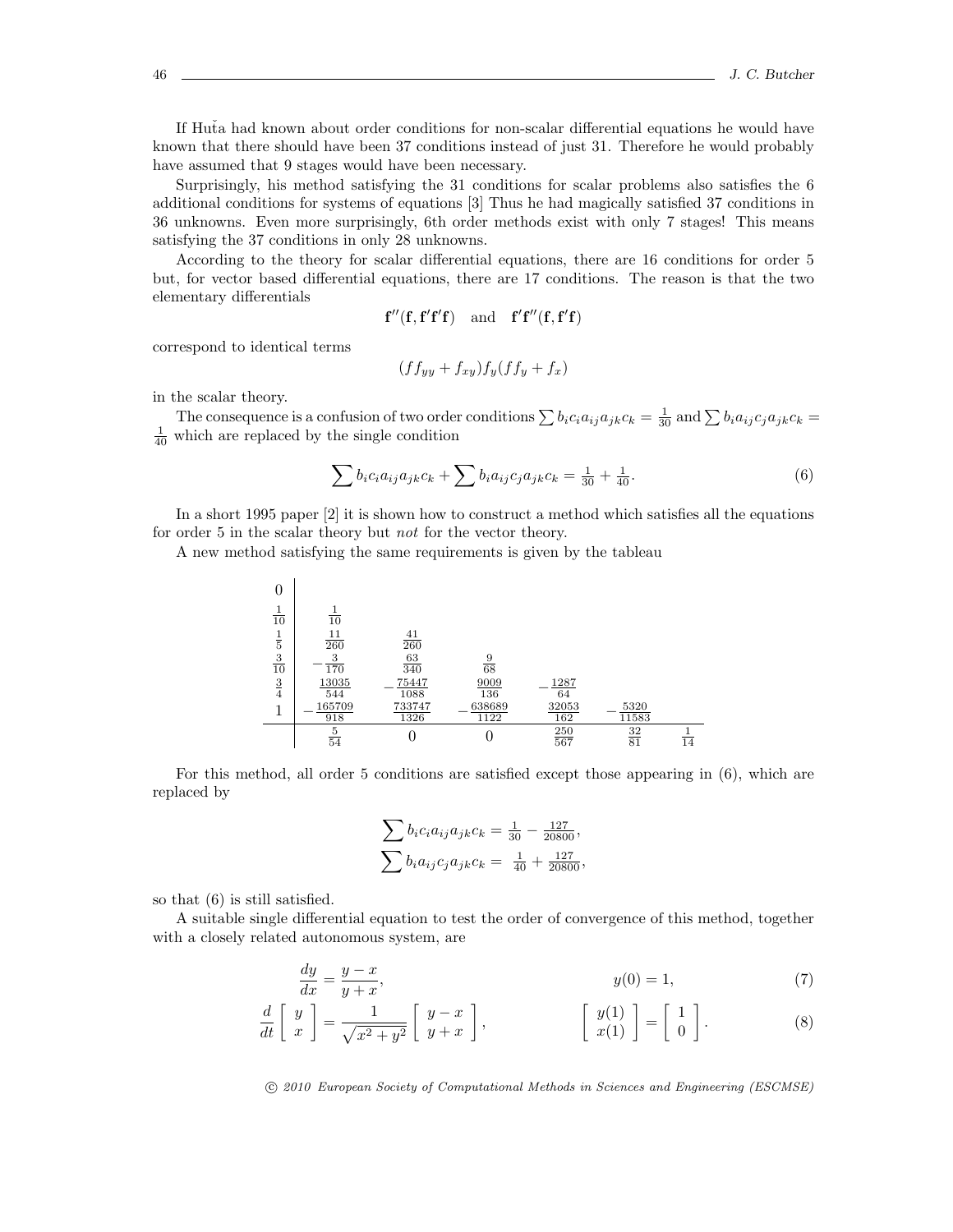If Huťa had known about order conditions for non-scalar differential equations he would have known that there should have been 37 conditions instead of just 31. Therefore he would probably have assumed that 9 stages would have been necessary.

Surprisingly, his method satisfying the 31 conditions for scalar problems also satisfies the 6 additional conditions for systems of equations [3] Thus he had magically satisfied 37 conditions in 36 unknowns. Even more surprisingly, 6th order methods exist with only 7 stages! This means satisfying the 37 conditions in only 28 unknowns.

According to the theory for scalar differential equations, there are 16 conditions for order 5 but, for vector based differential equations, there are 17 conditions. The reason is that the two elementary differentials

$$\mathbf{f}''(\mathbf{f}, \mathbf{f}'\mathbf{f}'\mathbf{f}) \quad \text{and} \quad \mathbf{f}'\mathbf{f}''(\mathbf{f}, \mathbf{f}'\mathbf{f})$$

correspond to identical terms

$$(ff_{yy} + f_{xy})f_y(ff_y + f_x)$$

in the scalar theory.

The consequence is a confusion of two order conditions $\sum b_i c_i a_{ij} a_{jk} c_k = \frac{1}{30}$ and $\sum b_i a_{ij} c_j a_{jk} c_k = \frac{1}{40}$ which are replaced by the single condition

$$\sum b_i c_i a_{ij} a_{jk} c_k + \sum b_i a_{ij} c_j a_{jk} c_k = \tfrac{1}{30} + \tfrac{1}{40}. \tag{6}$$

In a short 1995 paper [2] it is shown how to construct a method which satisfies all the equations for order 5 in the scalar theory but *not* for the vector theory.

A new method satisfying the same requirements is given by the tableau

$$\begin{array}{c|cccccc}
0 & & & & & & \\
\frac{1}{10} & \frac{1}{10} & & & & & \\
\frac{1}{5} & \frac{11}{260} & \frac{41}{260} & & & & \\
\frac{3}{10} & -\frac{3}{170} & \frac{63}{340} & \frac{9}{68} & & & \\
\frac{3}{4} & \frac{13035}{544} & -\frac{75447}{1088} & \frac{9009}{136} & -\frac{1287}{64} & & \\
1 & -\frac{165709}{918} & \frac{733747}{1326} & -\frac{638689}{1122} & \frac{32053}{162} & -\frac{5320}{11583} & \\
\hline
 & \frac{5}{54} & 0 & 0 & \frac{250}{567} & \frac{32}{81} & \frac{1}{14}
\end{array}$$

For this method, all order 5 conditions are satisfied except those appearing in (6), which are replaced by

$$\begin{aligned}
\sum b_i c_i a_{ij} a_{jk} c_k &= \tfrac{1}{30} - \tfrac{127}{20800}, \\
\sum b_i a_{ij} c_j a_{jk} c_k &= \tfrac{1}{40} + \tfrac{127}{20800},
\end{aligned}$$

so that (6) is still satisfied.

A suitable single differential equation to test the order of convergence of this method, together with a closely related autonomous system, are

$$\frac{dy}{dx} = \frac{y-x}{y+x}, \qquad y(0) = 1, \tag{7}$$

$$\frac{d}{dt}\begin{bmatrix} y \\ x \end{bmatrix} = \frac{1}{\sqrt{x^2+y^2}}\begin{bmatrix} y-x \\ y+x \end{bmatrix}, \qquad \begin{bmatrix} y(1) \\ x(1) \end{bmatrix} = \begin{bmatrix} 1 \\ 0 \end{bmatrix}. \tag{8}$$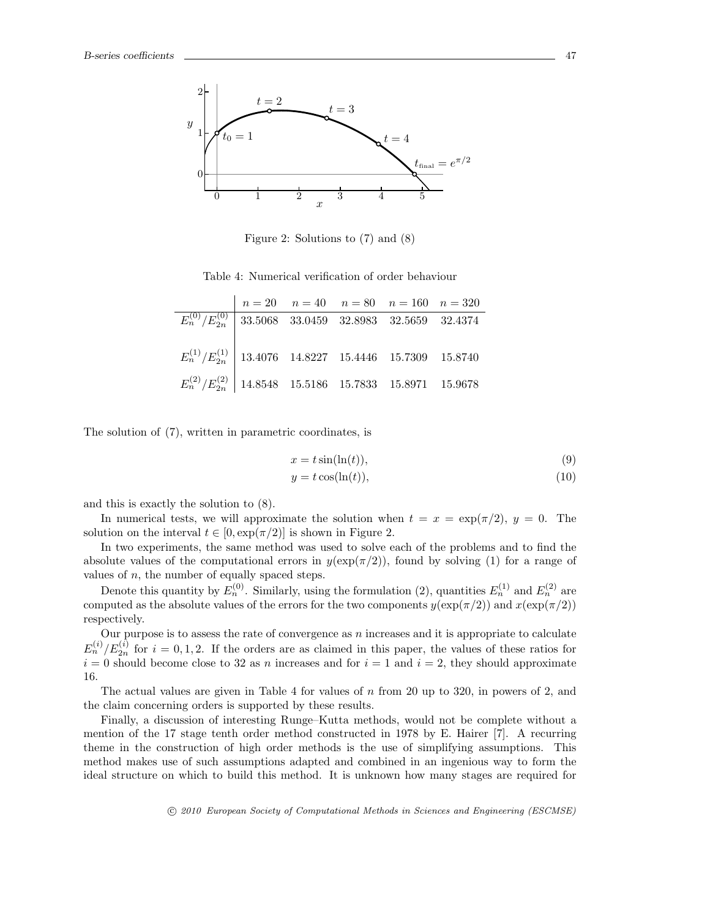Figure 2: Solutions to (7) and (8)

Table 4: Numerical verification of order behaviour

| | $n = 20$ | $n = 40$ | $n = 80$ | $n = 160$ | $n = 320$ |
|---|---|---|---|---|---|
| $E_n^{(0)}/E_{2n}^{(0)}$ | 33.5068 | 33.0459 | 32.8983 | 32.5659 | 32.4374 |
| $E_n^{(1)}/E_{2n}^{(1)}$ | 13.4076 | 14.8227 | 15.4446 | 15.7309 | 15.8740 |
| $E_n^{(2)}/E_{2n}^{(2)}$ | 14.8548 | 15.5186 | 15.7833 | 15.8971 | 15.9678 |

The solution of (7), written in parametric coordinates, is

$$x = t\sin(\ln(t)), \tag{9}$$

$$y = t\cos(\ln(t)), \tag{10}$$

and this is exactly the solution to (8).

In numerical tests, we will approximate the solution when $t = x = \exp(\pi/2)$, $y = 0$. The solution on the interval $t \in [0, \exp(\pi/2)]$ is shown in Figure 2.

In two experiments, the same method was used to solve each of the problems and to find the absolute values of the computational errors in $y(\exp(\pi/2))$, found by solving (1) for a range of values of $n$, the number of equally spaced steps.

Denote this quantity by $E_n^{(0)}$. Similarly, using the formulation (2), quantities $E_n^{(1)}$ and $E_n^{(2)}$ are computed as the absolute values of the errors for the two components $y(\exp(\pi/2))$ and $x(\exp(\pi/2))$ respectively.

Our purpose is to assess the rate of convergence as $n$ increases and it is appropriate to calculate $E_n^{(i)}/E_{2n}^{(i)}$ for $i = 0, 1, 2$. If the orders are as claimed in this paper, the values of these ratios for $i = 0$ should become close to 32 as $n$ increases and for $i = 1$ and $i = 2$, they should approximate 16.

The actual values are given in Table 4 for values of $n$ from 20 up to 320, in powers of 2, and the claim concerning orders is supported by these results.

Finally, a discussion of interesting Runge–Kutta methods, would not be complete without a mention of the 17 stage tenth order method constructed in 1978 by E. Hairer [7]. A recurring theme in the construction of high order methods is the use of simplifying assumptions. This method makes use of such assumptions adapted and combined in an ingenious way to form the ideal structure on which to build this method. It is unknown how many stages are required for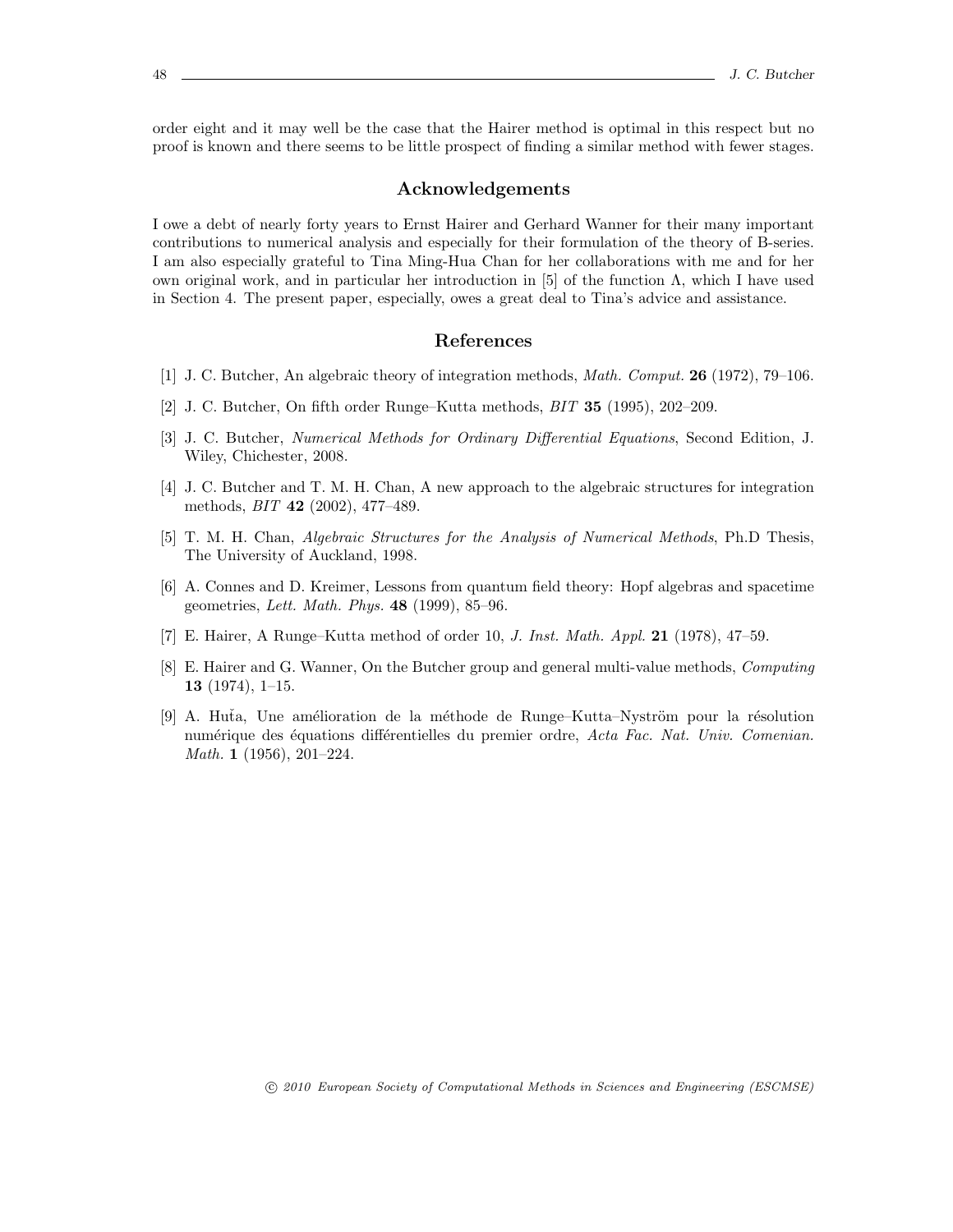order eight and it may well be the case that the Hairer method is optimal in this respect but no proof is known and there seems to be little prospect of finding a similar method with fewer stages.

## Acknowledgements

I owe a debt of nearly forty years to Ernst Hairer and Gerhard Wanner for their many important contributions to numerical analysis and especially for their formulation of the theory of B-series. I am also especially grateful to Tina Ming-Hua Chan for her collaborations with me and for her own original work, and in particular her introduction in [5] of the function $\Lambda$, which I have used in Section 4. The present paper, especially, owes a great deal to Tina's advice and assistance.

## References

[1] J. C. Butcher, An algebraic theory of integration methods, *Math. Comput.* **26** (1972), 79–106.

[2] J. C. Butcher, On fifth order Runge–Kutta methods, *BIT* **35** (1995), 202–209.

[3] J. C. Butcher, *Numerical Methods for Ordinary Differential Equations*, Second Edition, J. Wiley, Chichester, 2008.

[4] J. C. Butcher and T. M. H. Chan, A new approach to the algebraic structures for integration methods, *BIT* **42** (2002), 477–489.

[5] T. M. H. Chan, *Algebraic Structures for the Analysis of Numerical Methods*, Ph.D Thesis, The University of Auckland, 1998.

[6] A. Connes and D. Kreimer, Lessons from quantum field theory: Hopf algebras and spacetime geometries, *Lett. Math. Phys.* **48** (1999), 85–96.

[7] E. Hairer, A Runge–Kutta method of order 10, *J. Inst. Math. Appl.* **21** (1978), 47–59.

[8] E. Hairer and G. Wanner, On the Butcher group and general multi-value methods, *Computing* **13** (1974), 1–15.

[9] A. Huťa, Une amélioration de la méthode de Runge–Kutta–Nyström pour la résolution numérique des équations différentielles du premier ordre, *Acta Fac. Nat. Univ. Comenian. Math.* **1** (1956), 201–224.